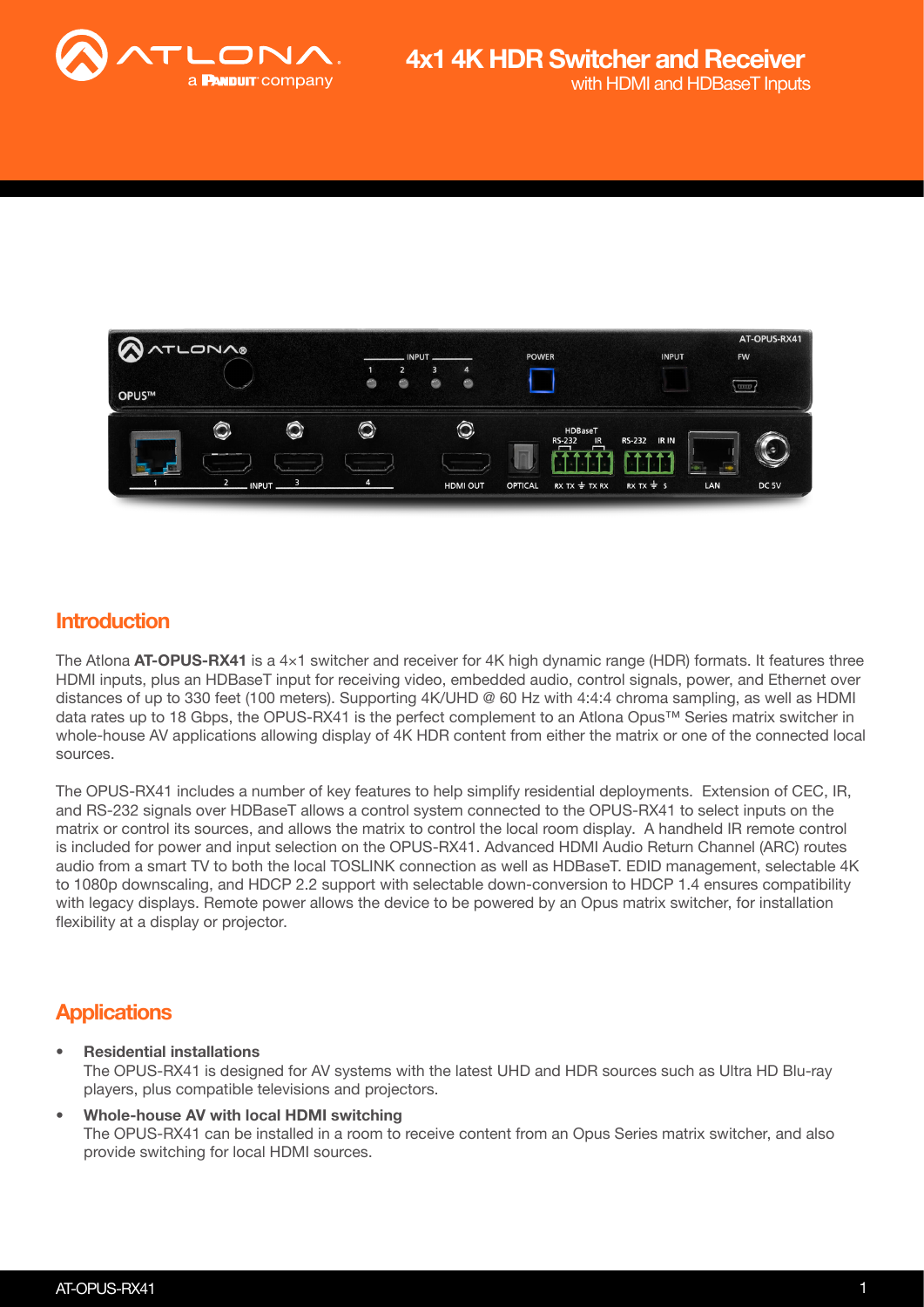# 4x1 4K HDR Switcher and Receiver

with HDMI and HDBaseT Inputs

## Introduction

The Atlona **AT-OPUS-RX41** is a 4×1 switcher and receiver for 4K high dynamic range (HDR) formats. It features three HDMI inputs, plus an HDBaseT input for receiving video, embedded audio, control signals, power, and Ethernet over distances of up to 330 feet (100 meters). Supporting 4K/UHD @ 60 Hz with 4:4:4 chroma sampling, as well as HDMI data rates up to 18 Gbps, the OPUS-RX41 is the perfect complement to an Atlona Opus™ Series matrix switcher in whole-house AV applications allowing display of 4K HDR content from either the matrix or one of the connected local sources.

The OPUS-RX41 includes a number of key features to help simplify residential deployments. Extension of CEC, IR, and RS-232 signals over HDBaseT allows a control system connected to the OPUS-RX41 to select inputs on the matrix or control its sources, and allows the matrix to control the local room display. A handheld IR remote control is included for power and input selection on the OPUS-RX41. Advanced HDMI Audio Return Channel (ARC) routes audio from a smart TV to both the local TOSLINK connection as well as HDBaseT. EDID management, selectable 4K to 1080p downscaling, and HDCP 2.2 support with selectable down-conversion to HDCP 1.4 ensures compatibility with legacy displays. Remote power allows the device to be powered by an Opus matrix switcher, for installation flexibility at a display or projector.

## Applications

- **Residential installations**
  The OPUS-RX41 is designed for AV systems with the latest UHD and HDR sources such as Ultra HD Blu-ray players, plus compatible televisions and projectors.
- **Whole-house AV with local HDMI switching**
  The OPUS-RX41 can be installed in a room to receive content from an Opus Series matrix switcher, and also provide switching for local HDMI sources.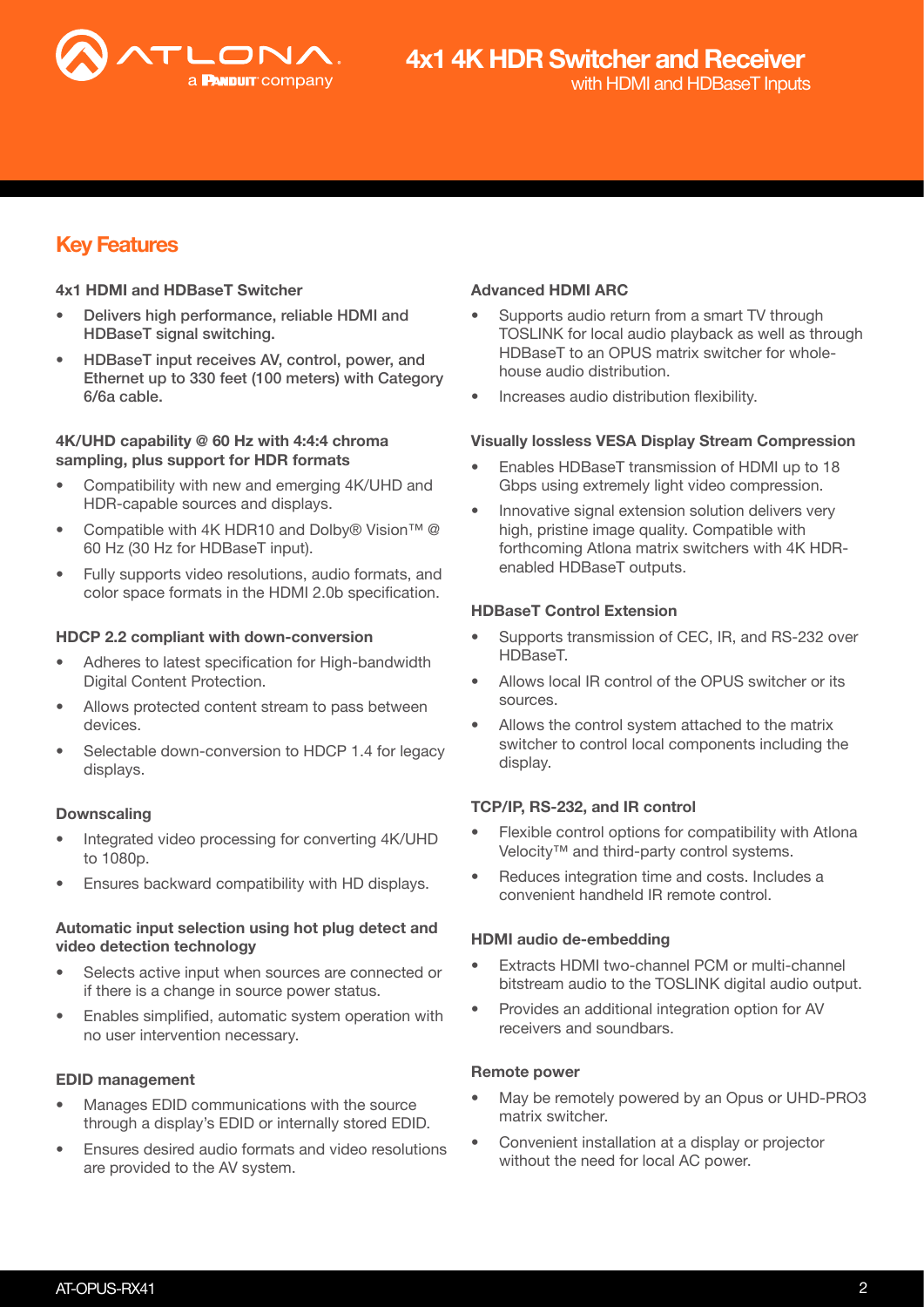# 4x1 4K HDR Switcher and Receiver

with HDMI and HDBaseT Inputs

## Key Features

### 4x1 HDMI and HDBaseT Switcher

- **Delivers high performance, reliable HDMI and HDBaseT signal switching.**
- **HDBaseT input receives AV, control, power, and Ethernet up to 330 feet (100 meters) with Category 6/6a cable.**

### 4K/UHD capability @ 60 Hz with 4:4:4 chroma sampling, plus support for HDR formats

- Compatibility with new and emerging 4K/UHD and HDR-capable sources and displays.
- Compatible with 4K HDR10 and Dolby® Vision™ @ 60 Hz (30 Hz for HDBaseT input).
- Fully supports video resolutions, audio formats, and color space formats in the HDMI 2.0b specification.

### HDCP 2.2 compliant with down-conversion

- Adheres to latest specification for High-bandwidth Digital Content Protection.
- Allows protected content stream to pass between devices.
- Selectable down-conversion to HDCP 1.4 for legacy displays.

### Downscaling

- Integrated video processing for converting 4K/UHD to 1080p.
- Ensures backward compatibility with HD displays.

### Automatic input selection using hot plug detect and video detection technology

- Selects active input when sources are connected or if there is a change in source power status.
- Enables simplified, automatic system operation with no user intervention necessary.

### EDID management

- Manages EDID communications with the source through a display's EDID or internally stored EDID.
- Ensures desired audio formats and video resolutions are provided to the AV system.

### Advanced HDMI ARC

- Supports audio return from a smart TV through TOSLINK for local audio playback as well as through HDBaseT to an OPUS matrix switcher for whole-house audio distribution.
- Increases audio distribution flexibility.

### Visually lossless VESA Display Stream Compression

- Enables HDBaseT transmission of HDMI up to 18 Gbps using extremely light video compression.
- Innovative signal extension solution delivers very high, pristine image quality. Compatible with forthcoming Atlona matrix switchers with 4K HDR-enabled HDBaseT outputs.

### HDBaseT Control Extension

- Supports transmission of CEC, IR, and RS-232 over HDBaseT.
- Allows local IR control of the OPUS switcher or its sources.
- Allows the control system attached to the matrix switcher to control local components including the display.

### TCP/IP, RS-232, and IR control

- Flexible control options for compatibility with Atlona Velocity™ and third-party control systems.
- Reduces integration time and costs. Includes a convenient handheld IR remote control.

### HDMI audio de-embedding

- Extracts HDMI two-channel PCM or multi-channel bitstream audio to the TOSLINK digital audio output.
- Provides an additional integration option for AV receivers and soundbars.

### Remote power

- May be remotely powered by an Opus or UHD-PRO3 matrix switcher.
- Convenient installation at a display or projector without the need for local AC power.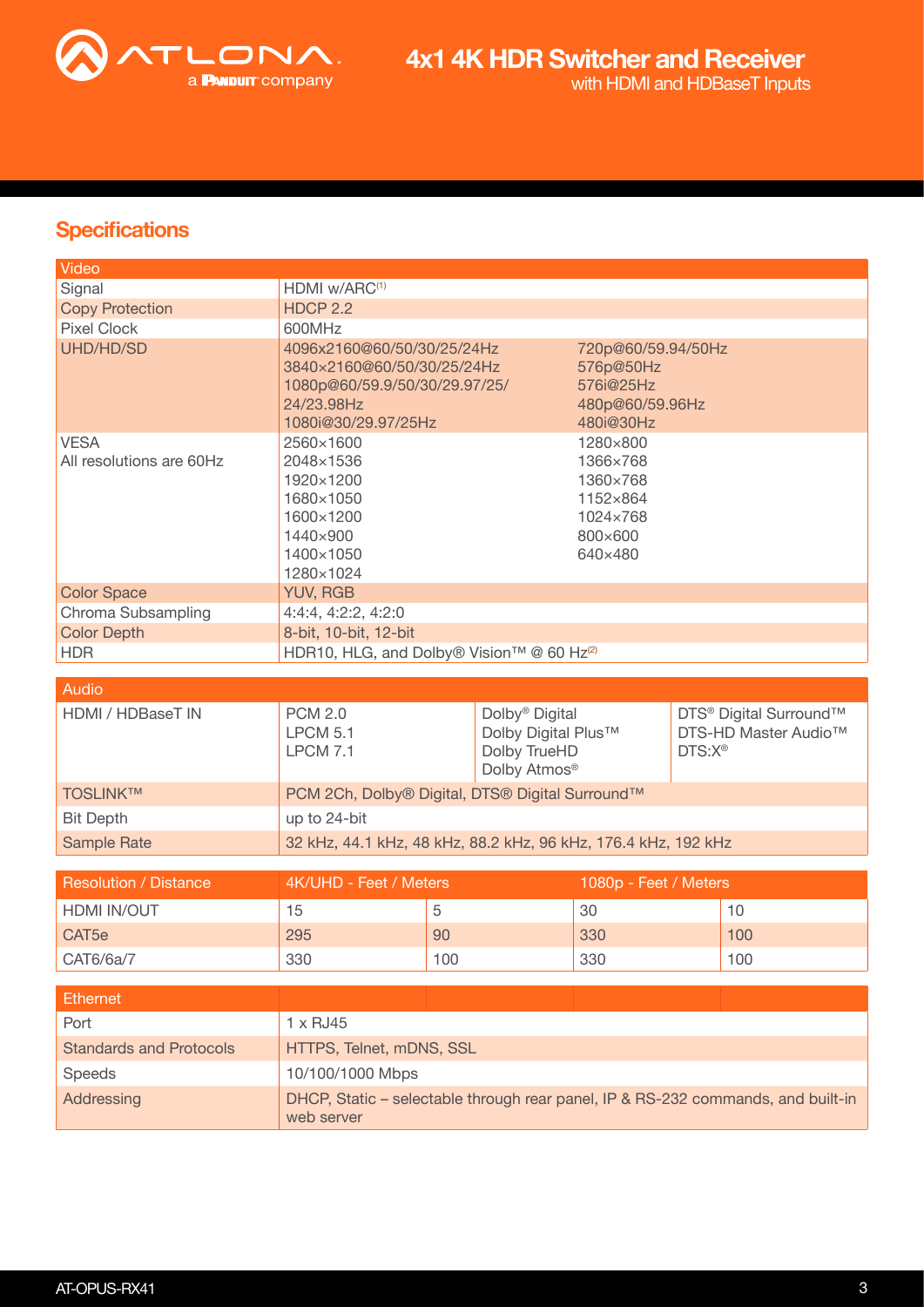## Specifications

| Video | | |
|---|---|---|
| Signal | HDMI w/ARC[1] | |
| Copy Protection | HDCP 2.2 | |
| Pixel Clock | 600MHz | |
| UHD/HD/SD | 4096x2160@60/50/30/25/24Hz<br>3840x2160@60/50/30/25/24Hz<br>1080p@60/59.9/50/30/29.97/25/24/23.98Hz<br>1080i@30/29.97/25Hz | 720p@60/59.94/50Hz<br>576p@50Hz<br>576i@25Hz<br>480p@60/59.96Hz<br>480i@30Hz |
| VESA<br>All resolutions are 60Hz | 2560×1600<br>2048×1536<br>1920×1200<br>1680×1050<br>1600×1200<br>1440×900<br>1400×1050<br>1280×1024 | 1280×800<br>1366×768<br>1360×768<br>1152×864<br>1024×768<br>800×600<br>640×480 |
| Color Space | YUV, RGB | |
| Chroma Subsampling | 4:4:4, 4:2:2, 4:2:0 | |
| Color Depth | 8-bit, 10-bit, 12-bit | |
| HDR | HDR10, HLG, and Dolby® Vision™ @ 60 Hz[2] | |

| Audio | | | |
|---|---|---|---|
| HDMI / HDBaseT IN | PCM 2.0<br>LPCM 5.1<br>LPCM 7.1 | Dolby® Digital<br>Dolby Digital Plus™<br>Dolby TrueHD<br>Dolby Atmos® | DTS® Digital Surround™<br>DTS-HD Master Audio™<br>DTS:X® |
| TOSLINK™ | PCM 2Ch, Dolby® Digital, DTS® Digital Surround™ | | |
| Bit Depth | up to 24-bit | | |
| Sample Rate | 32 kHz, 44.1 kHz, 48 kHz, 88.2 kHz, 96 kHz, 176.4 kHz, 192 kHz | | |

| Resolution / Distance | 4K/UHD - Feet / Meters | | 1080p - Feet / Meters | |
|---|---|---|---|---|
| HDMI IN/OUT | 15 | 5 | 30 | 10 |
| CAT5e | 295 | 90 | 330 | 100 |
| CAT6/6a/7 | 330 | 100 | 330 | 100 |

| Ethernet | |
|---|---|
| Port | 1 x RJ45 |
| Standards and Protocols | HTTPS, Telnet, mDNS, SSL |
| Speeds | 10/100/1000 Mbps |
| Addressing | DHCP, Static – selectable through rear panel, IP & RS-232 commands, and built-in web server |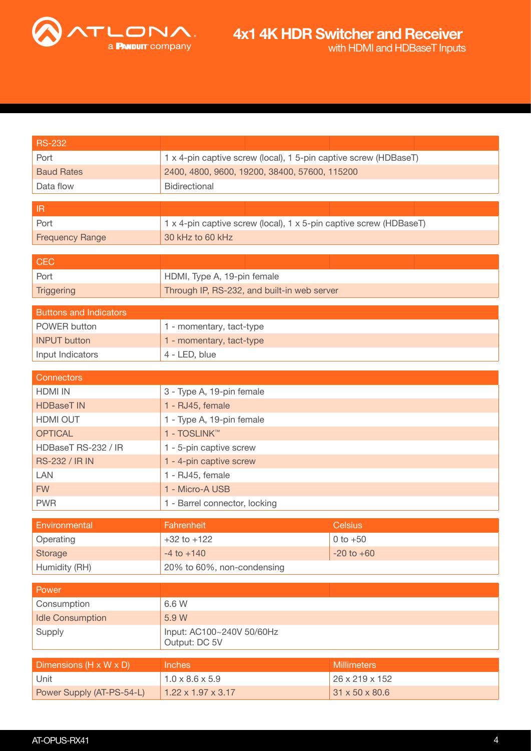# 4x1 4K HDR Switcher and Receiver

with HDMI and HDBaseT Inputs

| RS-232 | |
|---|---|
| Port | 1 x 4-pin captive screw (local), 1 5-pin captive screw (HDBaseT) |
| Baud Rates | 2400, 4800, 9600, 19200, 38400, 57600, 115200 |
| Data flow | Bidirectional |

| IR | |
|---|---|
| Port | 1 x 4-pin captive screw (local), 1 x 5-pin captive screw (HDBaseT) |
| Frequency Range | 30 kHz to 60 kHz |

| CEC | |
|---|---|
| Port | HDMI, Type A, 19-pin female |
| Triggering | Through IP, RS-232, and built-in web server |

| Buttons and Indicators | |
|---|---|
| POWER button | 1 - momentary, tact-type |
| INPUT button | 1 - momentary, tact-type |
| Input Indicators | 4 - LED, blue |

| Connectors | |
|---|---|
| HDMI IN | 3 - Type A, 19-pin female |
| HDBaseT IN | 1 - RJ45, female |
| HDMI OUT | 1 - Type A, 19-pin female |
| OPTICAL | 1 - TOSLINK™ |
| HDBaseT RS-232 / IR | 1 - 5-pin captive screw |
| RS-232 / IR IN | 1 - 4-pin captive screw |
| LAN | 1 - RJ45, female |
| FW | 1 - Micro-A USB |
| PWR | 1 - Barrel connector, locking |

| Environmental | Fahrenheit | Celsius |
|---|---|---|
| Operating | +32 to +122 | 0 to +50 |
| Storage | -4 to +140 | -20 to +60 |
| Humidity (RH) | 20% to 60%, non-condensing | |

| Power | |
|---|---|
| Consumption | 6.6 W |
| Idle Consumption | 5.9 W |
| Supply | Input: AC100~240V 50/60Hz<br>Output: DC 5V |

| Dimensions (H x W x D) | Inches | Millimeters |
|---|---|---|
| Unit | 1.0 x 8.6 x 5.9 | 26 x 219 x 152 |
| Power Supply (AT-PS-54-L) | 1.22 x 1.97 x 3.17 | 31 x 50 x 80.6 |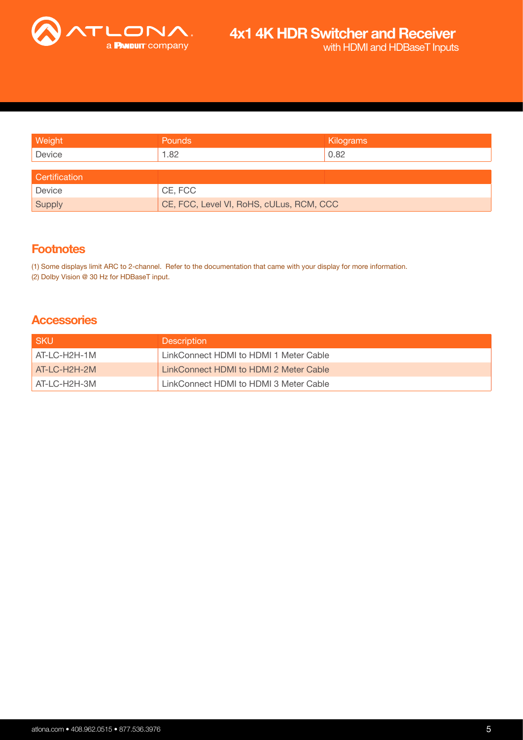| Weight | Pounds | Kilograms |
| --- | --- | --- |
| Device | 1.82 | 0.82 |

| Certification | |
| --- | --- |
| Device | CE, FCC |
| Supply | CE, FCC, Level VI, RoHS, cULus, RCM, CCC |

## Footnotes

(1) Some displays limit ARC to 2-channel. Refer to the documentation that came with your display for more information.
(2) Dolby Vision @ 30 Hz for HDBaseT input.

## Accessories

| SKU | Description |
| --- | --- |
| AT-LC-H2H-1M | LinkConnect HDMI to HDMI 1 Meter Cable |
| AT-LC-H2H-2M | LinkConnect HDMI to HDMI 2 Meter Cable |
| AT-LC-H2H-3M | LinkConnect HDMI to HDMI 3 Meter Cable |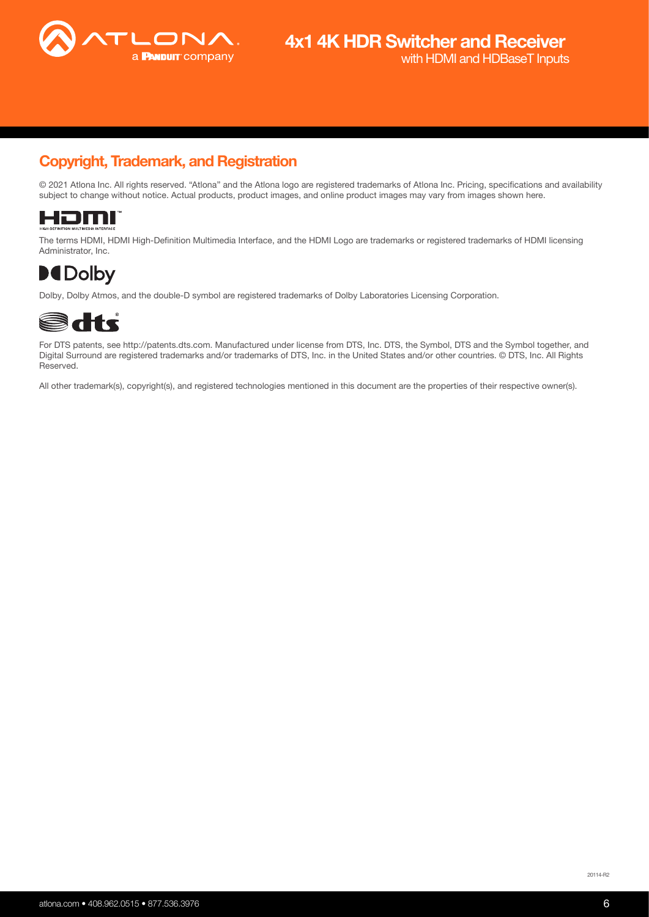## Copyright, Trademark, and Registration

© 2021 Atlona Inc. All rights reserved. "Atlona" and the Atlona logo are registered trademarks of Atlona Inc. Pricing, specifications and availability subject to change without notice. Actual products, product images, and online product images may vary from images shown here.

The terms HDMI, HDMI High-Definition Multimedia Interface, and the HDMI Logo are trademarks or registered trademarks of HDMI licensing Administrator, Inc.

Dolby, Dolby Atmos, and the double-D symbol are registered trademarks of Dolby Laboratories Licensing Corporation.

For DTS patents, see http://patents.dts.com. Manufactured under license from DTS, Inc. DTS, the Symbol, DTS and the Symbol together, and Digital Surround are registered trademarks and/or trademarks of DTS, Inc. in the United States and/or other countries. © DTS, Inc. All Rights Reserved.

All other trademark(s), copyright(s), and registered technologies mentioned in this document are the properties of their respective owner(s).

20114-R2